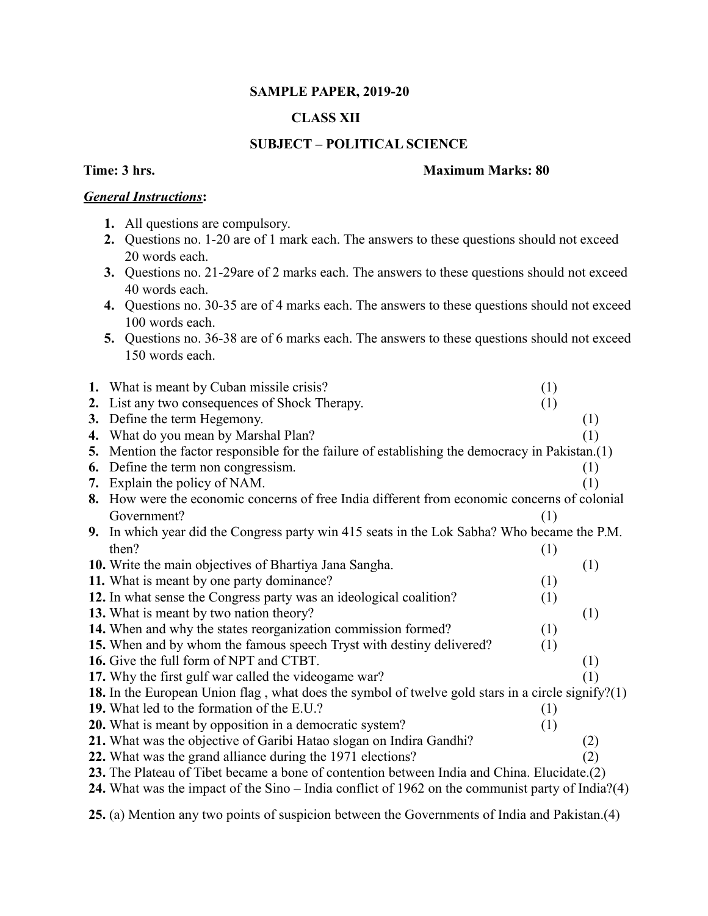**SAMPLE PAPER, 2019-20**

**CLASS XII**

**SUBJECT – POLITICAL SCIENCE**

**Time: 3 hrs.** **Maximum Marks: 80**

***General Instructions*:**

1. All questions are compulsory.
2. Questions no. 1-20 are of 1 mark each. The answers to these questions should not exceed 20 words each.
3. Questions no. 21-29are of 2 marks each. The answers to these questions should not exceed 40 words each.
4. Questions no. 30-35 are of 4 marks each. The answers to these questions should not exceed 100 words each.
5. Questions no. 36-38 are of 6 marks each. The answers to these questions should not exceed 150 words each.

**1.** What is meant by Cuban missile crisis? (1)
**2.** List any two consequences of Shock Therapy. (1)
**3.** Define the term Hegemony. (1)
**4.** What do you mean by Marshal Plan? (1)
**5.** Mention the factor responsible for the failure of establishing the democracy in Pakistan.(1)
**6.** Define the term non congressism. (1)
**7.** Explain the policy of NAM. (1)
**8.** How were the economic concerns of free India different from economic concerns of colonial Government? (1)
**9.** In which year did the Congress party win 415 seats in the Lok Sabha? Who became the P.M. then? (1)
**10.** Write the main objectives of Bhartiya Jana Sangha. (1)
**11.** What is meant by one party dominance? (1)
**12.** In what sense the Congress party was an ideological coalition? (1)
**13.** What is meant by two nation theory? (1)
**14.** When and why the states reorganization commission formed? (1)
**15.** When and by whom the famous speech Tryst with destiny delivered? (1)
**16.** Give the full form of NPT and CTBT. (1)
**17.** Why the first gulf war called the videogame war? (1)
**18.** In the European Union flag , what does the symbol of twelve gold stars in a circle signify?(1)
**19.** What led to the formation of the E.U.? (1)
**20.** What is meant by opposition in a democratic system? (1)
**21.** What was the objective of Garibi Hatao slogan on Indira Gandhi? (2)
**22.** What was the grand alliance during the 1971 elections? (2)
**23.** The Plateau of Tibet became a bone of contention between India and China. Elucidate.(2)
**24.** What was the impact of the Sino – India conflict of 1962 on the communist party of India?(4)

**25.** (a) Mention any two points of suspicion between the Governments of India and Pakistan.(4)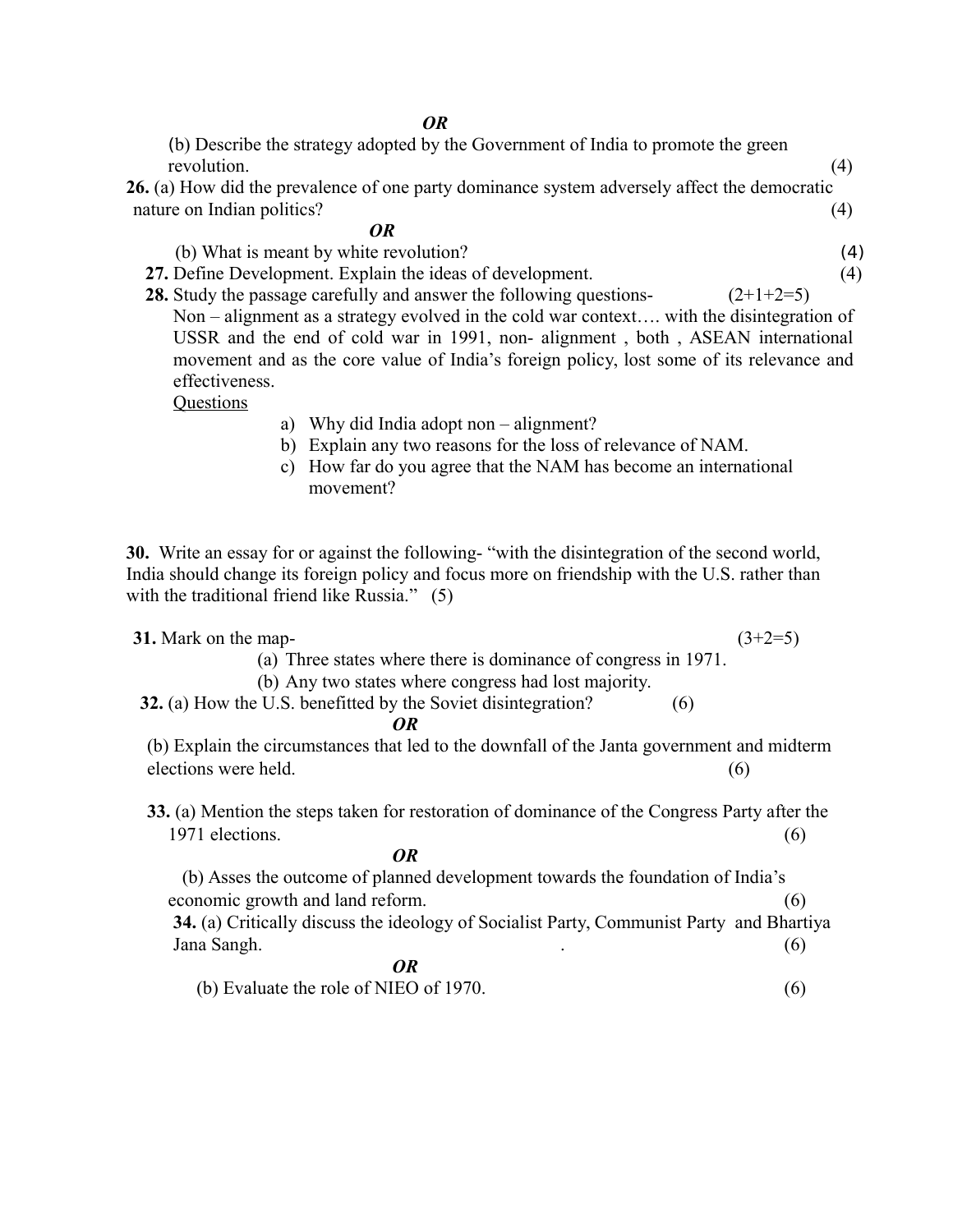***OR***

(b) Describe the strategy adopted by the Government of India to promote the green revolution. (4)

**26.** (a) How did the prevalence of one party dominance system adversely affect the democratic nature on Indian politics? (4)

***OR***

(b) What is meant by white revolution? (4)

**27.** Define Development. Explain the ideas of development. (4)

**28.** Study the passage carefully and answer the following questions- (2+1+2=5)

Non – alignment as a strategy evolved in the cold war context…. with the disintegration of USSR and the end of cold war in 1991, non- alignment , both , ASEAN international movement and as the core value of India's foreign policy, lost some of its relevance and effectiveness.

Questions

a) Why did India adopt non – alignment?
b) Explain any two reasons for the loss of relevance of NAM.
c) How far do you agree that the NAM has become an international movement?

**30.** Write an essay for or against the following- "with the disintegration of the second world, India should change its foreign policy and focus more on friendship with the U.S. rather than with the traditional friend like Russia." (5)

**31.** Mark on the map- (3+2=5)

(a) Three states where there is dominance of congress in 1971.
(b) Any two states where congress had lost majority.

**32.** (a) How the U.S. benefitted by the Soviet disintegration? (6)

***OR***

(b) Explain the circumstances that led to the downfall of the Janta government and midterm elections were held. (6)

**33.** (a) Mention the steps taken for restoration of dominance of the Congress Party after the 1971 elections. (6)

***OR***

(b) Asses the outcome of planned development towards the foundation of India's economic growth and land reform. (6)

**34.** (a) Critically discuss the ideology of Socialist Party, Communist Party and Bhartiya Jana Sangh. . (6)

***OR***

(b) Evaluate the role of NIEO of 1970. (6)